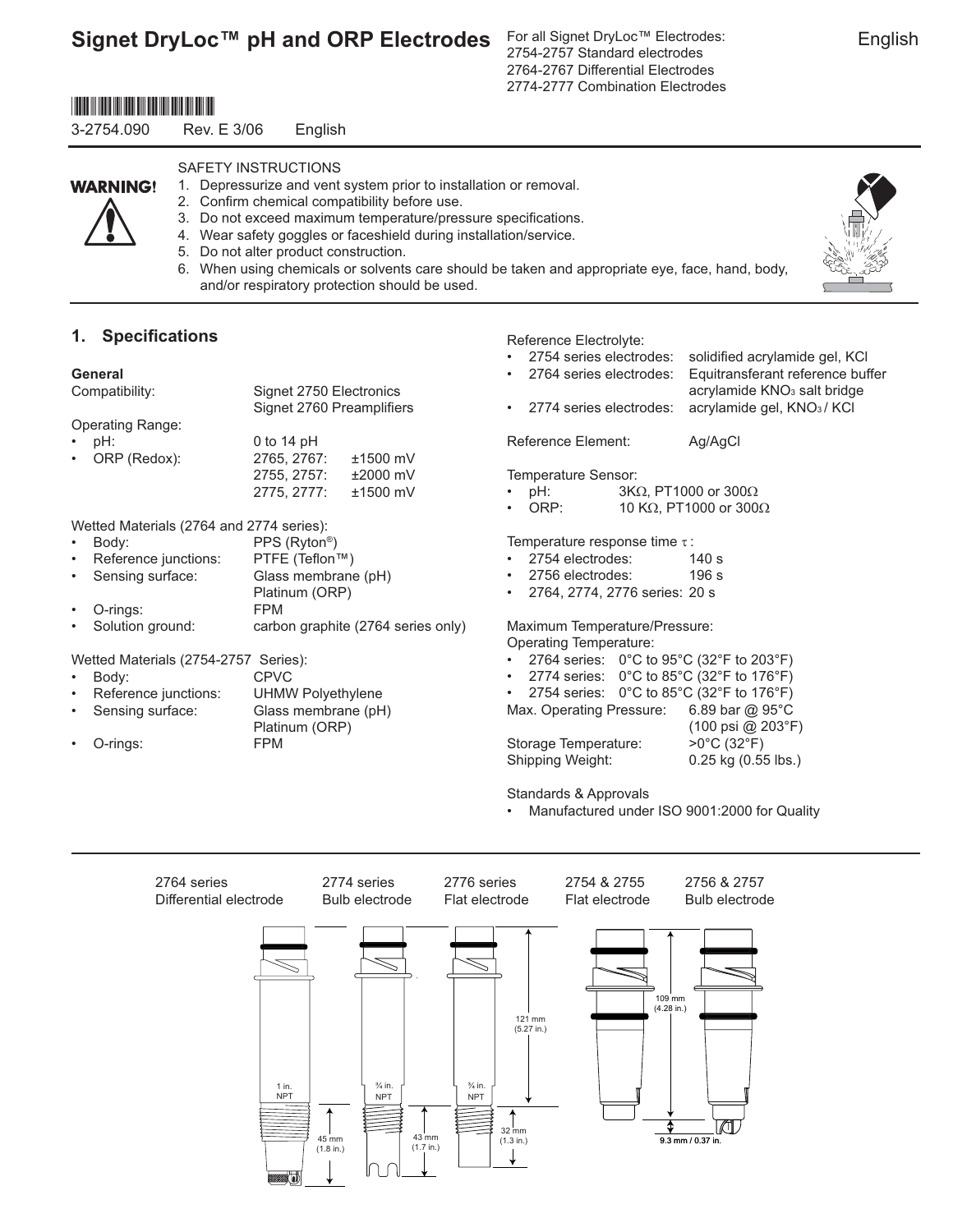# Signet DryLoc™ pH and ORP Electrodes

For all Signet DryLoc™ Electrodes:
2754-2757 Standard electrodes
2764-2767 Differential Electrodes
2774-2777 Combination Electrodes

English

3-2754.090 Rev. E 3/06 English

**WARNING!**

SAFETY INSTRUCTIONS

1. Depressurize and vent system prior to installation or removal.
2. Confirm chemical compatibility before use.
3. Do not exceed maximum temperature/pressure specifications.
4. Wear safety goggles or faceshield during installation/service.
5. Do not alter product construction.
6. When using chemicals or solvents care should be taken and appropriate eye, face, hand, body, and/or respiratory protection should be used.

## 1. Specifications

**General**

Compatibility: Signet 2750 Electronics
Signet 2760 Preamplifiers

Operating Range:

- pH: 0 to 14 pH
- ORP (Redox): 2765, 2767: ±1500 mV
  2755, 2757: ±2000 mV
  2775, 2777: ±1500 mV

Wetted Materials (2764 and 2774 series):

- Body: PPS (Ryton®)
- Reference junctions: PTFE (Teflon™)
- Sensing surface: Glass membrane (pH)
  Platinum (ORP)
- O-rings: FPM
- Solution ground: carbon graphite (2764 series only)

Wetted Materials (2754-2757 Series):

- Body: CPVC
- Reference junctions: UHMW Polyethylene
- Sensing surface: Glass membrane (pH)
  Platinum (ORP)
- O-rings: FPM

Reference Electrolyte:

- 2754 series electrodes: solidified acrylamide gel, KCl
- 2764 series electrodes: Equitransferant reference buffer acrylamide $KNO_3$ salt bridge
- 2774 series electrodes: acrylamide gel, $KNO_3$ / KCl

Reference Element: Ag/AgCl

Temperature Sensor:

- pH: 3KΩ, PT1000 or 300Ω
- ORP: 10 KΩ, PT1000 or 300Ω

Temperature response time $\tau$:

- 2754 electrodes: 140 s
- 2756 electrodes: 196 s
- 2764, 2774, 2776 series: 20 s

Maximum Temperature/Pressure:
Operating Temperature:

- 2764 series: 0°C to 95°C (32°F to 203°F)
- 2774 series: 0°C to 85°C (32°F to 176°F)
- 2754 series: 0°C to 85°C (32°F to 176°F)

Max. Operating Pressure: 6.89 bar @ 95°C (100 psi @ 203°F)
Storage Temperature: >0°C (32°F)
Shipping Weight: 0.25 kg (0.55 lbs.)

Standards & Approvals

- Manufactured under ISO 9001:2000 for Quality

2764 series Differential electrode — 1 in. NPT, 45 mm (1.8 in.)
2774 series Bulb electrode — ¾ in. NPT, 43 mm (1.7 in.)
2776 series Flat electrode — ¾ in. NPT, 121 mm (5.27 in.), 32 mm (1.3 in.)
2754 & 2755 Flat electrode — 109 mm (4.28 in.)
2756 & 2757 Bulb electrode — 9.3 mm / 0.37 in.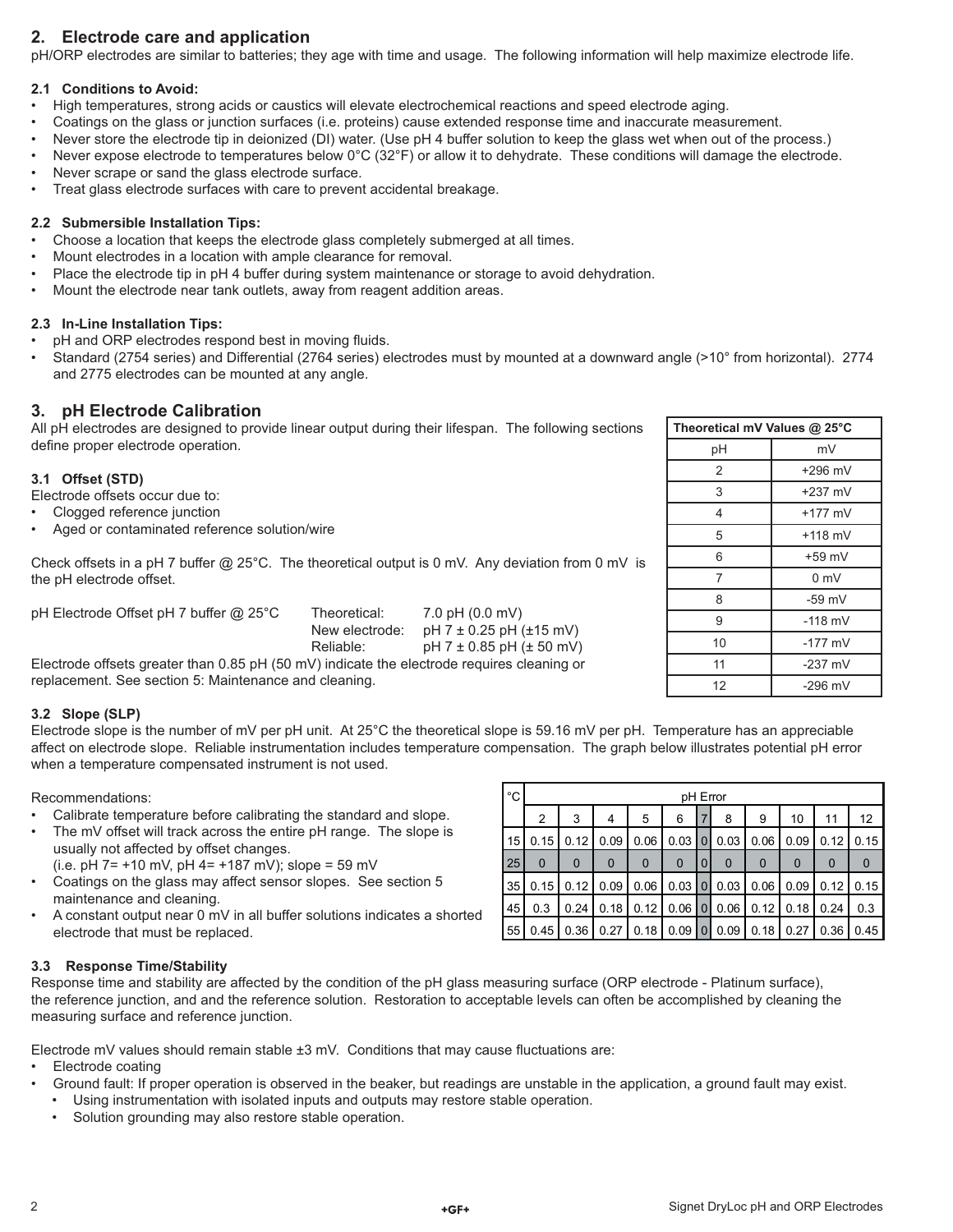## 2. Electrode care and application

pH/ORP electrodes are similar to batteries; they age with time and usage. The following information will help maximize electrode life.

### 2.1 Conditions to Avoid:

- High temperatures, strong acids or caustics will elevate electrochemical reactions and speed electrode aging.
- Coatings on the glass or junction surfaces (i.e. proteins) cause extended response time and inaccurate measurement.
- Never store the electrode tip in deionized (DI) water. (Use pH 4 buffer solution to keep the glass wet when out of the process.)
- Never expose electrode to temperatures below 0°C (32°F) or allow it to dehydrate. These conditions will damage the electrode.
- Never scrape or sand the glass electrode surface.
- Treat glass electrode surfaces with care to prevent accidental breakage.

### 2.2 Submersible Installation Tips:

- Choose a location that keeps the electrode glass completely submerged at all times.
- Mount electrodes in a location with ample clearance for removal.
- Place the electrode tip in pH 4 buffer during system maintenance or storage to avoid dehydration.
- Mount the electrode near tank outlets, away from reagent addition areas.

### 2.3 In-Line Installation Tips:

- pH and ORP electrodes respond best in moving fluids.
- Standard (2754 series) and Differential (2764 series) electrodes must by mounted at a downward angle (>10° from horizontal). 2774 and 2775 electrodes can be mounted at any angle.

## 3. pH Electrode Calibration

All pH electrodes are designed to provide linear output during their lifespan. The following sections define proper electrode operation.

| Theoretical mV Values @ 25°C | |
|---|---|
| pH | mV |
| 2 | +296 mV |
| 3 | +237 mV |
| 4 | +177 mV |
| 5 | +118 mV |
| 6 | +59 mV |
| 7 | 0 mV |
| 8 | -59 mV |
| 9 | -118 mV |
| 10 | -177 mV |
| 11 | -237 mV |
| 12 | -296 mV |

### 3.1 Offset (STD)

Electrode offsets occur due to:

- Clogged reference junction
- Aged or contaminated reference solution/wire

Check offsets in a pH 7 buffer @ 25°C. The theoretical output is 0 mV. Any deviation from 0 mV is the pH electrode offset.

| pH Electrode Offset pH 7 buffer @ 25°C | | |
|---|---|---|
| | Theoretical: | 7.0 pH (0.0 mV) |
| | New electrode: | pH 7 ± 0.25 pH (±15 mV) |
| | Reliable: | pH 7 ± 0.85 pH (± 50 mV) |

Electrode offsets greater than 0.85 pH (50 mV) indicate the electrode requires cleaning or replacement. See section 5: Maintenance and cleaning.

### 3.2 Slope (SLP)

Electrode slope is the number of mV per pH unit. At 25°C the theoretical slope is 59.16 mV per pH. Temperature has an appreciable affect on electrode slope. Reliable instrumentation includes temperature compensation. The graph below illustrates potential pH error when a temperature compensated instrument is not used.

Recommendations:

- Calibrate temperature before calibrating the standard and slope.
- The mV offset will track across the entire pH range. The slope is usually not affected by offset changes. (i.e. pH 7= +10 mV, pH 4= +187 mV); slope = 59 mV
- Coatings on the glass may affect sensor slopes. See section 5 maintenance and cleaning.
- A constant output near 0 mV in all buffer solutions indicates a shorted electrode that must be replaced.

| °C | pH Error | | | | | | | | | | |
|---|---|---|---|---|---|---|---|---|---|---|---|
| | 2 | 3 | 4 | 5 | 6 | 7 | 8 | 9 | 10 | 11 | 12 |
| 15 | 0.15 | 0.12 | 0.09 | 0.06 | 0.03 | 0 | 0.03 | 0.06 | 0.09 | 0.12 | 0.15 |
| 25 | 0 | 0 | 0 | 0 | 0 | 0 | 0 | 0 | 0 | 0 | 0 |
| 35 | 0.15 | 0.12 | 0.09 | 0.06 | 0.03 | 0 | 0.03 | 0.06 | 0.09 | 0.12 | 0.15 |
| 45 | 0.3 | 0.24 | 0.18 | 0.12 | 0.06 | 0 | 0.06 | 0.12 | 0.18 | 0.24 | 0.3 |
| 55 | 0.45 | 0.36 | 0.27 | 0.18 | 0.09 | 0 | 0.09 | 0.18 | 0.27 | 0.36 | 0.45 |

### 3.3 Response Time/Stability

Response time and stability are affected by the condition of the pH glass measuring surface (ORP electrode - Platinum surface), the reference junction, and and the reference solution. Restoration to acceptable levels can often be accomplished by cleaning the measuring surface and reference junction.

Electrode mV values should remain stable ±3 mV. Conditions that may cause fluctuations are:

- Electrode coating
- Ground fault: If proper operation is observed in the beaker, but readings are unstable in the application, a ground fault may exist.
  - Using instrumentation with isolated inputs and outputs may restore stable operation.
  - Solution grounding may also restore stable operation.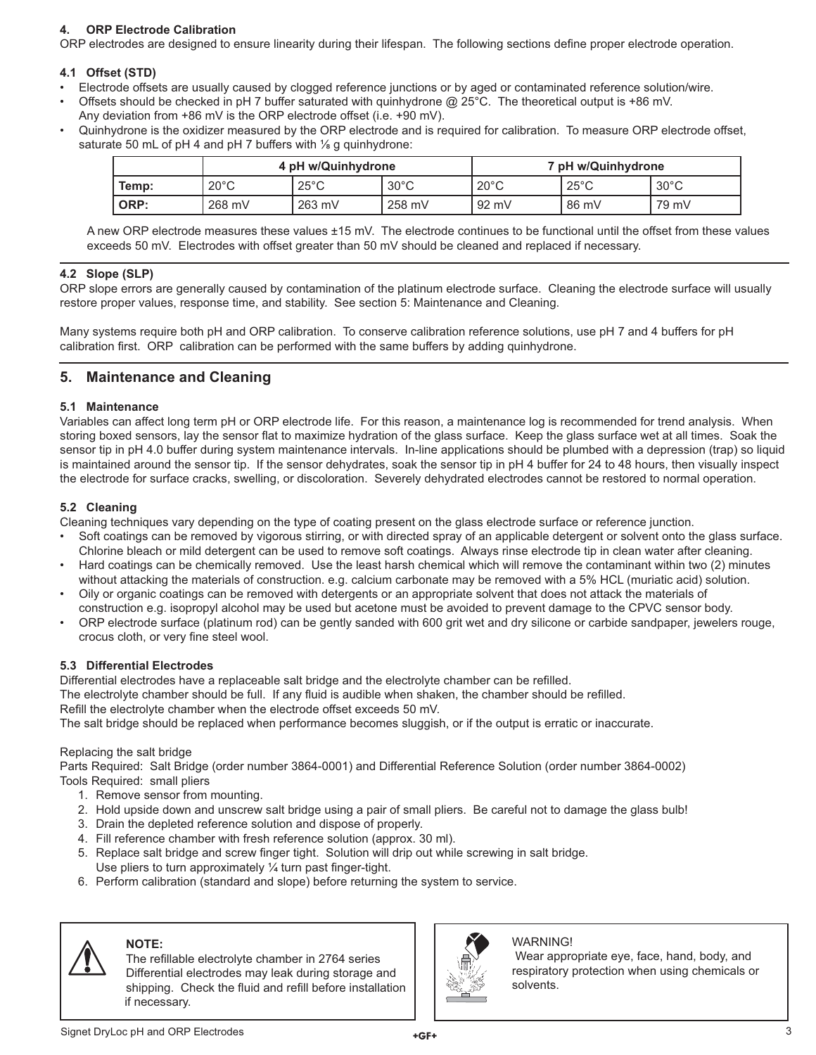## 4. ORP Electrode Calibration

ORP electrodes are designed to ensure linearity during their lifespan. The following sections define proper electrode operation.

### 4.1 Offset (STD)

- Electrode offsets are usually caused by clogged reference junctions or by aged or contaminated reference solution/wire.
- Offsets should be checked in pH 7 buffer saturated with quinhydrone @ 25°C. The theoretical output is +86 mV. Any deviation from +86 mV is the ORP electrode offset (i.e. +90 mV).
- Quinhydrone is the oxidizer measured by the ORP electrode and is required for calibration. To measure ORP electrode offset, saturate 50 mL of pH 4 and pH 7 buffers with ⅛ g quinhydrone:

| | 4 pH w/Quinhydrone | | | 7 pH w/Quinhydrone | | |
|---|---|---|---|---|---|---|
| **Temp:** | 20°C | 25°C | 30°C | 20°C | 25°C | 30°C |
| **ORP:** | 268 mV | 263 mV | 258 mV | 92 mV | 86 mV | 79 mV |

A new ORP electrode measures these values ±15 mV. The electrode continues to be functional until the offset from these values exceeds 50 mV. Electrodes with offset greater than 50 mV should be cleaned and replaced if necessary.

### 4.2 Slope (SLP)

ORP slope errors are generally caused by contamination of the platinum electrode surface. Cleaning the electrode surface will usually restore proper values, response time, and stability. See section 5: Maintenance and Cleaning.

Many systems require both pH and ORP calibration. To conserve calibration reference solutions, use pH 7 and 4 buffers for pH calibration first. ORP calibration can be performed with the same buffers by adding quinhydrone.

## 5. Maintenance and Cleaning

### 5.1 Maintenance

Variables can affect long term pH or ORP electrode life. For this reason, a maintenance log is recommended for trend analysis. When storing boxed sensors, lay the sensor flat to maximize hydration of the glass surface. Keep the glass surface wet at all times. Soak the sensor tip in pH 4.0 buffer during system maintenance intervals. In-line applications should be plumbed with a depression (trap) so liquid is maintained around the sensor tip. If the sensor dehydrates, soak the sensor tip in pH 4 buffer for 24 to 48 hours, then visually inspect the electrode for surface cracks, swelling, or discoloration. Severely dehydrated electrodes cannot be restored to normal operation.

### 5.2 Cleaning

Cleaning techniques vary depending on the type of coating present on the glass electrode surface or reference junction.

- Soft coatings can be removed by vigorous stirring, or with directed spray of an applicable detergent or solvent onto the glass surface. Chlorine bleach or mild detergent can be used to remove soft coatings. Always rinse electrode tip in clean water after cleaning.
- Hard coatings can be chemically removed. Use the least harsh chemical which will remove the contaminant within two (2) minutes without attacking the materials of construction. e.g. calcium carbonate may be removed with a 5% HCL (muriatic acid) solution.
- Oily or organic coatings can be removed with detergents or an appropriate solvent that does not attack the materials of construction e.g. isopropyl alcohol may be used but acetone must be avoided to prevent damage to the CPVC sensor body.
- ORP electrode surface (platinum rod) can be gently sanded with 600 grit wet and dry silicone or carbide sandpaper, jewelers rouge, crocus cloth, or very fine steel wool.

### 5.3 Differential Electrodes

Differential electrodes have a replaceable salt bridge and the electrolyte chamber can be refilled.
The electrolyte chamber should be full. If any fluid is audible when shaken, the chamber should be refilled.
Refill the electrolyte chamber when the electrode offset exceeds 50 mV.
The salt bridge should be replaced when performance becomes sluggish, or if the output is erratic or inaccurate.

Replacing the salt bridge
Parts Required: Salt Bridge (order number 3864-0001) and Differential Reference Solution (order number 3864-0002)
Tools Required: small pliers

1. Remove sensor from mounting.
2. Hold upside down and unscrew salt bridge using a pair of small pliers. Be careful not to damage the glass bulb!
3. Drain the depleted reference solution and dispose of properly.
4. Fill reference chamber with fresh reference solution (approx. 30 ml).
5. Replace salt bridge and screw finger tight. Solution will drip out while screwing in salt bridge. Use pliers to turn approximately ¼ turn past finger-tight.
6. Perform calibration (standard and slope) before returning the system to service.

**NOTE:**
The refillable electrolyte chamber in 2764 series Differential electrodes may leak during storage and shipping. Check the fluid and refill before installation if necessary.

WARNING!
Wear appropriate eye, face, hand, body, and respiratory protection when using chemicals or solvents.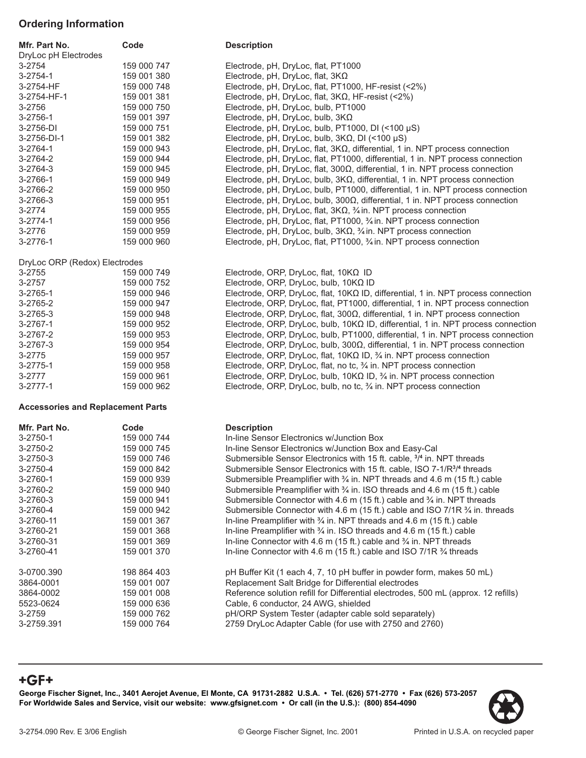## Ordering Information

| Mfr. Part No. | Code | Description |
| --- | --- | --- |
| DryLoc pH Electrodes | | |
| 3-2754 | 159 000 747 | Electrode, pH, DryLoc, flat, PT1000 |
| 3-2754-1 | 159 001 380 | Electrode, pH, DryLoc, flat, 3KΩ |
| 3-2754-HF | 159 000 748 | Electrode, pH, DryLoc, flat, PT1000, HF-resist (<2%) |
| 3-2754-HF-1 | 159 001 381 | Electrode, pH, DryLoc, flat, 3KΩ, HF-resist (<2%) |
| 3-2756 | 159 000 750 | Electrode, pH, DryLoc, bulb, PT1000 |
| 3-2756-1 | 159 001 397 | Electrode, pH, DryLoc, bulb, 3KΩ |
| 3-2756-DI | 159 000 751 | Electrode, pH, DryLoc, bulb, PT1000, DI (<100 μS) |
| 3-2756-DI-1 | 159 001 382 | Electrode, pH, DryLoc, bulb, 3KΩ, DI (<100 μS) |
| 3-2764-1 | 159 000 943 | Electrode, pH, DryLoc, flat, 3KΩ, differential, 1 in. NPT process connection |
| 3-2764-2 | 159 000 944 | Electrode, pH, DryLoc, flat, PT1000, differential, 1 in. NPT process connection |
| 3-2764-3 | 159 000 945 | Electrode, pH, DryLoc, flat, 300Ω, differential, 1 in. NPT process connection |
| 3-2766-1 | 159 000 949 | Electrode, pH, DryLoc, bulb, 3KΩ, differential, 1 in. NPT process connection |
| 3-2766-2 | 159 000 950 | Electrode, pH, DryLoc, bulb, PT1000, differential, 1 in. NPT process connection |
| 3-2766-3 | 159 000 951 | Electrode, pH, DryLoc, bulb, 300Ω, differential, 1 in. NPT process connection |
| 3-2774 | 159 000 955 | Electrode, pH, DryLoc, flat, 3KΩ, ¾ in. NPT process connection |
| 3-2774-1 | 159 000 956 | Electrode, pH, DryLoc, flat, PT1000, ¾ in. NPT process connection |
| 3-2776 | 159 000 959 | Electrode, pH, DryLoc, bulb, 3KΩ, ¾ in. NPT process connection |
| 3-2776-1 | 159 000 960 | Electrode, pH, DryLoc, flat, PT1000, ¾ in. NPT process connection |
| DryLoc ORP (Redox) Electrodes | | |
| 3-2755 | 159 000 749 | Electrode, ORP, DryLoc, flat, 10KΩ ID |
| 3-2757 | 159 000 752 | Electrode, ORP, DryLoc, bulb, 10KΩ ID |
| 3-2765-1 | 159 000 946 | Electrode, ORP, DryLoc, flat, 10KΩ ID, differential, 1 in. NPT process connection |
| 3-2765-2 | 159 000 947 | Electrode, ORP, DryLoc, flat, PT1000, differential, 1 in. NPT process connection |
| 3-2765-3 | 159 000 948 | Electrode, ORP, DryLoc, flat, 300Ω, differential, 1 in. NPT process connection |
| 3-2767-1 | 159 000 952 | Electrode, ORP, DryLoc, bulb, 10KΩ ID, differential, 1 in. NPT process connection |
| 3-2767-2 | 159 000 953 | Electrode, ORP, DryLoc, bulb, PT1000, differential, 1 in. NPT process connection |
| 3-2767-3 | 159 000 954 | Electrode, ORP, DryLoc, bulb, 300Ω, differential, 1 in. NPT process connection |
| 3-2775 | 159 000 957 | Electrode, ORP, DryLoc, flat, 10KΩ ID, ¾ in. NPT process connection |
| 3-2775-1 | 159 000 958 | Electrode, ORP, DryLoc, flat, no tc, ¾ in. NPT process connection |
| 3-2777 | 159 000 961 | Electrode, ORP, DryLoc, bulb, 10KΩ ID, ¾ in. NPT process connection |
| 3-2777-1 | 159 000 962 | Electrode, ORP, DryLoc, bulb, no tc, ¾ in. NPT process connection |

### Accessories and Replacement Parts

| Mfr. Part No. | Code | Description |
| --- | --- | --- |
| 3-2750-1 | 159 000 744 | In-line Sensor Electronics w/Junction Box |
| 3-2750-2 | 159 000 745 | In-line Sensor Electronics w/Junction Box and Easy-Cal |
| 3-2750-3 | 159 000 746 | Submersible Sensor Electronics with 15 ft. cable, ³/⁴ in. NPT threads |
| 3-2750-4 | 159 000 842 | Submersible Sensor Electronics with 15 ft. cable, ISO 7-1/R³/⁴ threads |
| 3-2760-1 | 159 000 939 | Submersible Preamplifier with ¾ in. NPT threads and 4.6 m (15 ft.) cable |
| 3-2760-2 | 159 000 940 | Submersible Preamplifier with ¾ in. ISO threads and 4.6 m (15 ft.) cable |
| 3-2760-3 | 159 000 941 | Submersible Connector with 4.6 m (15 ft.) cable and ¾ in. NPT threads |
| 3-2760-4 | 159 000 942 | Submersible Connector with 4.6 m (15 ft.) cable and ISO 7/1R ¾ in. threads |
| 3-2760-11 | 159 001 367 | In-line Preamplifier with ¾ in. NPT threads and 4.6 m (15 ft.) cable |
| 3-2760-21 | 159 001 368 | In-line Preamplifier with ¾ in. ISO threads and 4.6 m (15 ft.) cable |
| 3-2760-31 | 159 001 369 | In-line Connector with 4.6 m (15 ft.) cable and ¾ in. NPT threads |
| 3-2760-41 | 159 001 370 | In-line Connector with 4.6 m (15 ft.) cable and ISO 7/1R ¾ threads |
| 3-0700.390 | 198 864 403 | pH Buffer Kit (1 each 4, 7, 10 pH buffer in powder form, makes 50 mL) |
| 3864-0001 | 159 001 007 | Replacement Salt Bridge for Differential electrodes |
| 3864-0002 | 159 001 008 | Reference solution refill for Differential electrodes, 500 mL (approx. 12 refills) |
| 5523-0624 | 159 000 636 | Cable, 6 conductor, 24 AWG, shielded |
| 3-2759 | 159 000 762 | pH/ORP System Tester (adapter cable sold separately) |
| 3-2759.391 | 159 000 764 | 2759 DryLoc Adapter Cable (for use with 2750 and 2760) |

+GF+

**George Fischer Signet, Inc., 3401 Aerojet Avenue, El Monte, CA 91731-2882 U.S.A. • Tel. (626) 571-2770 • Fax (626) 573-2057**
**For Worldwide Sales and Service, visit our website: www.gfsignet.com • Or call (in the U.S.): (800) 854-4090**

3-2754.090 Rev. E 3/06 English © George Fischer Signet, Inc. 2001 Printed in U.S.A. on recycled paper